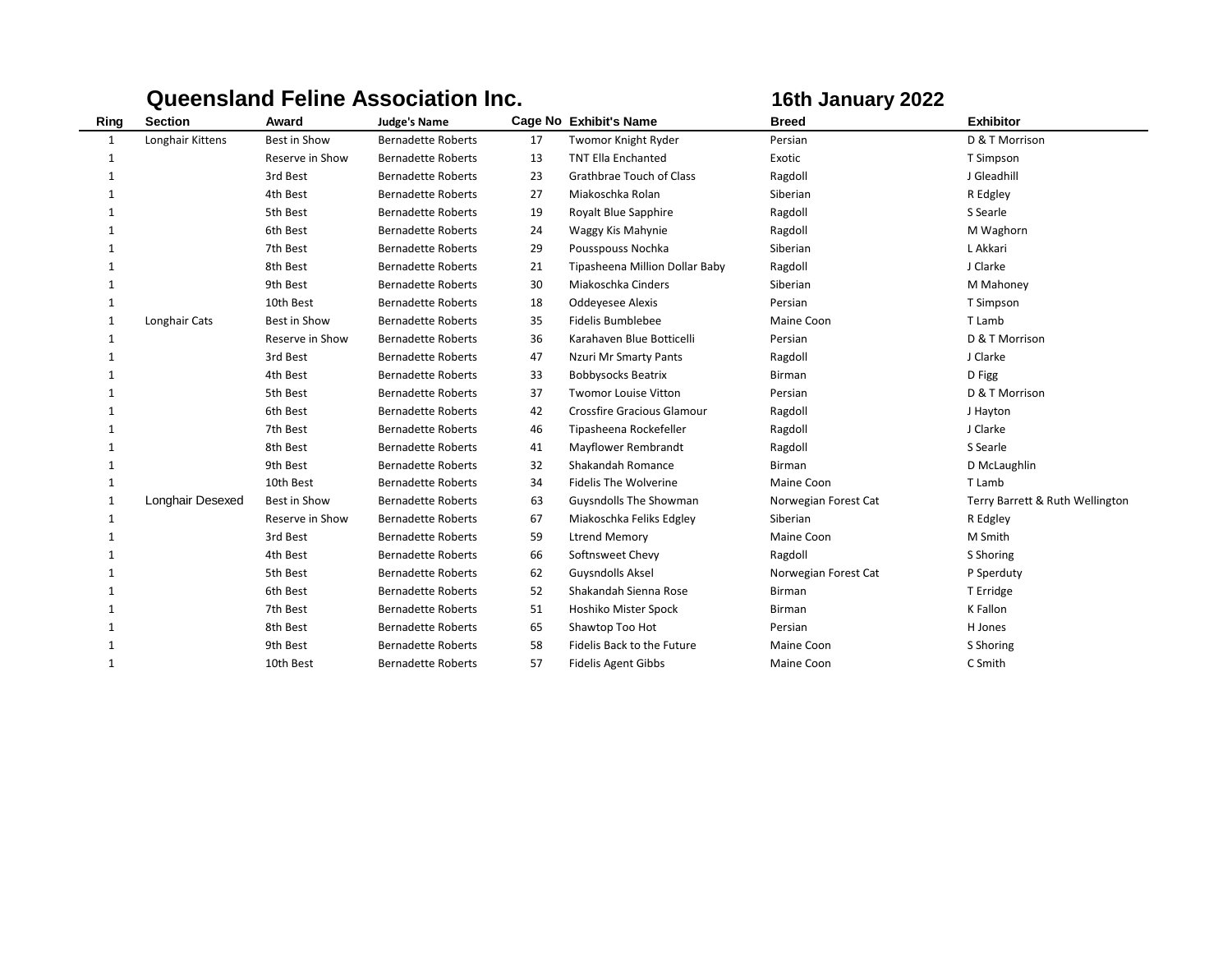**Queensland Feline Association Inc.** **16th January 2022**

| Ring | Section | Award | Judge's Name | Cage No | Exhibit's Name | Breed | Exhibitor |
|---|---|---|---|---|---|---|---|
| 1 | Longhair Kittens | Best in Show | Bernadette Roberts | 17 | Twomor Knight Ryder | Persian | D & T Morrison |
| 1 | | Reserve in Show | Bernadette Roberts | 13 | TNT Ella Enchanted | Exotic | T Simpson |
| 1 | | 3rd Best | Bernadette Roberts | 23 | Grathbrae Touch of Class | Ragdoll | J Gleadhill |
| 1 | | 4th Best | Bernadette Roberts | 27 | Miakoschka Rolan | Siberian | R Edgley |
| 1 | | 5th Best | Bernadette Roberts | 19 | Royalt Blue Sapphire | Ragdoll | S Searle |
| 1 | | 6th Best | Bernadette Roberts | 24 | Waggy Kis Mahynie | Ragdoll | M Waghorn |
| 1 | | 7th Best | Bernadette Roberts | 29 | Pousspouss Nochka | Siberian | L Akkari |
| 1 | | 8th Best | Bernadette Roberts | 21 | Tipasheena Million Dollar Baby | Ragdoll | J Clarke |
| 1 | | 9th Best | Bernadette Roberts | 30 | Miakoschka Cinders | Siberian | M Mahoney |
| 1 | | 10th Best | Bernadette Roberts | 18 | Oddeyesee Alexis | Persian | T Simpson |
| 1 | Longhair Cats | Best in Show | Bernadette Roberts | 35 | Fidelis Bumblebee | Maine Coon | T Lamb |
| 1 | | Reserve in Show | Bernadette Roberts | 36 | Karahaven Blue Botticelli | Persian | D & T Morrison |
| 1 | | 3rd Best | Bernadette Roberts | 47 | Nzuri Mr Smarty Pants | Ragdoll | J Clarke |
| 1 | | 4th Best | Bernadette Roberts | 33 | Bobbysocks Beatrix | Birman | D Figg |
| 1 | | 5th Best | Bernadette Roberts | 37 | Twomor Louise Vitton | Persian | D & T Morrison |
| 1 | | 6th Best | Bernadette Roberts | 42 | Crossfire Gracious Glamour | Ragdoll | J Hayton |
| 1 | | 7th Best | Bernadette Roberts | 46 | Tipasheena Rockefeller | Ragdoll | J Clarke |
| 1 | | 8th Best | Bernadette Roberts | 41 | Mayflower Rembrandt | Ragdoll | S Searle |
| 1 | | 9th Best | Bernadette Roberts | 32 | Shakandah Romance | Birman | D McLaughlin |
| 1 | | 10th Best | Bernadette Roberts | 34 | Fidelis The Wolverine | Maine Coon | T Lamb |
| 1 | Longhair Desexed | Best in Show | Bernadette Roberts | 63 | Guysndolls The Showman | Norwegian Forest Cat | Terry Barrett & Ruth Wellington |
| 1 | | Reserve in Show | Bernadette Roberts | 67 | Miakoschka Feliks Edgley | Siberian | R Edgley |
| 1 | | 3rd Best | Bernadette Roberts | 59 | Ltrend Memory | Maine Coon | M Smith |
| 1 | | 4th Best | Bernadette Roberts | 66 | Softnsweet Chevy | Ragdoll | S Shoring |
| 1 | | 5th Best | Bernadette Roberts | 62 | Guysndolls Aksel | Norwegian Forest Cat | P Sperduty |
| 1 | | 6th Best | Bernadette Roberts | 52 | Shakandah Sienna Rose | Birman | T Erridge |
| 1 | | 7th Best | Bernadette Roberts | 51 | Hoshiko Mister Spock | Birman | K Fallon |
| 1 | | 8th Best | Bernadette Roberts | 65 | Shawtop Too Hot | Persian | H Jones |
| 1 | | 9th Best | Bernadette Roberts | 58 | Fidelis Back to the Future | Maine Coon | S Shoring |
| 1 | | 10th Best | Bernadette Roberts | 57 | Fidelis Agent Gibbs | Maine Coon | C Smith |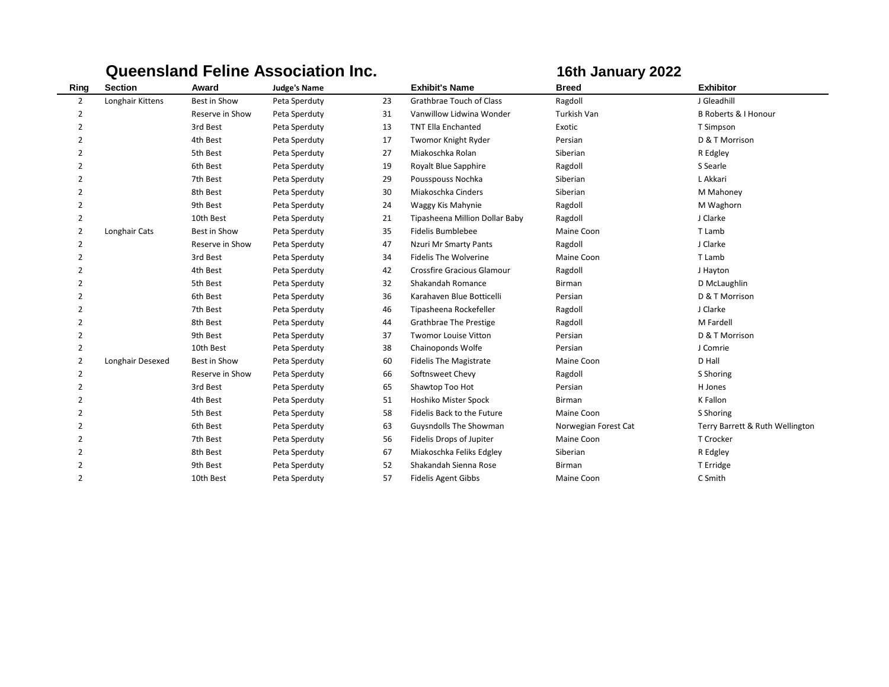**Queensland Feline Association Inc.** **16th January 2022**

| Ring | Section | Award | Judge's Name | | Exhibit's Name | Breed | Exhibitor |
|---|---|---|---|---|---|---|---|
| 2 | Longhair Kittens | Best in Show | Peta Sperduty | 23 | Grathbrae Touch of Class | Ragdoll | J Gleadhill |
| 2 | | Reserve in Show | Peta Sperduty | 31 | Vanwillow Lidwina Wonder | Turkish Van | B Roberts & I Honour |
| 2 | | 3rd Best | Peta Sperduty | 13 | TNT Ella Enchanted | Exotic | T Simpson |
| 2 | | 4th Best | Peta Sperduty | 17 | Twomor Knight Ryder | Persian | D & T Morrison |
| 2 | | 5th Best | Peta Sperduty | 27 | Miakoschka Rolan | Siberian | R Edgley |
| 2 | | 6th Best | Peta Sperduty | 19 | Royalt Blue Sapphire | Ragdoll | S Searle |
| 2 | | 7th Best | Peta Sperduty | 29 | Pousspouss Nochka | Siberian | L Akkari |
| 2 | | 8th Best | Peta Sperduty | 30 | Miakoschka Cinders | Siberian | M Mahoney |
| 2 | | 9th Best | Peta Sperduty | 24 | Waggy Kis Mahynie | Ragdoll | M Waghorn |
| 2 | | 10th Best | Peta Sperduty | 21 | Tipasheena Million Dollar Baby | Ragdoll | J Clarke |
| 2 | Longhair Cats | Best in Show | Peta Sperduty | 35 | Fidelis Bumblebee | Maine Coon | T Lamb |
| 2 | | Reserve in Show | Peta Sperduty | 47 | Nzuri Mr Smarty Pants | Ragdoll | J Clarke |
| 2 | | 3rd Best | Peta Sperduty | 34 | Fidelis The Wolverine | Maine Coon | T Lamb |
| 2 | | 4th Best | Peta Sperduty | 42 | Crossfire Gracious Glamour | Ragdoll | J Hayton |
| 2 | | 5th Best | Peta Sperduty | 32 | Shakandah Romance | Birman | D McLaughlin |
| 2 | | 6th Best | Peta Sperduty | 36 | Karahaven Blue Botticelli | Persian | D & T Morrison |
| 2 | | 7th Best | Peta Sperduty | 46 | Tipasheena Rockefeller | Ragdoll | J Clarke |
| 2 | | 8th Best | Peta Sperduty | 44 | Grathbrae The Prestige | Ragdoll | M Fardell |
| 2 | | 9th Best | Peta Sperduty | 37 | Twomor Louise Vitton | Persian | D & T Morrison |
| 2 | | 10th Best | Peta Sperduty | 38 | Chainoponds Wolfe | Persian | J Comrie |
| 2 | Longhair Desexed | Best in Show | Peta Sperduty | 60 | Fidelis The Magistrate | Maine Coon | D Hall |
| 2 | | Reserve in Show | Peta Sperduty | 66 | Softnsweet Chevy | Ragdoll | S Shoring |
| 2 | | 3rd Best | Peta Sperduty | 65 | Shawtop Too Hot | Persian | H Jones |
| 2 | | 4th Best | Peta Sperduty | 51 | Hoshiko Mister Spock | Birman | K Fallon |
| 2 | | 5th Best | Peta Sperduty | 58 | Fidelis Back to the Future | Maine Coon | S Shoring |
| 2 | | 6th Best | Peta Sperduty | 63 | Guysndolls The Showman | Norwegian Forest Cat | Terry Barrett & Ruth Wellington |
| 2 | | 7th Best | Peta Sperduty | 56 | Fidelis Drops of Jupiter | Maine Coon | T Crocker |
| 2 | | 8th Best | Peta Sperduty | 67 | Miakoschka Feliks Edgley | Siberian | R Edgley |
| 2 | | 9th Best | Peta Sperduty | 52 | Shakandah Sienna Rose | Birman | T Erridge |
| 2 | | 10th Best | Peta Sperduty | 57 | Fidelis Agent Gibbs | Maine Coon | C Smith |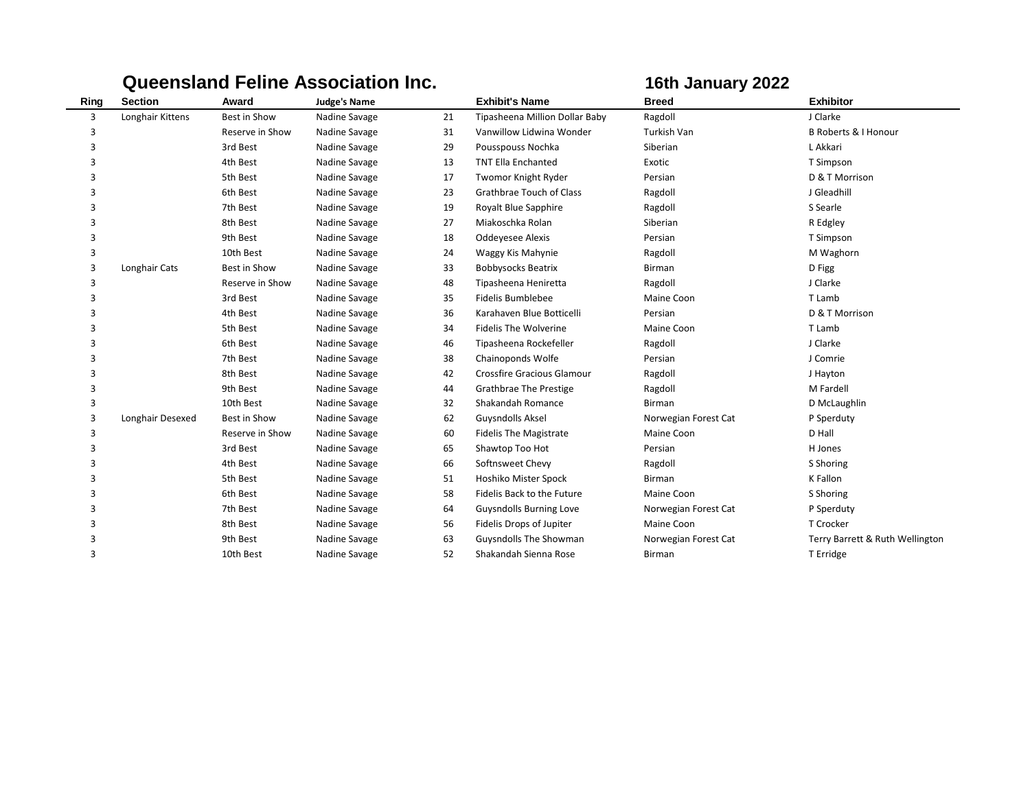**Queensland Feline Association Inc.** **16th January 2022**

| Ring | Section | Award | Judge's Name | | Exhibit's Name | Breed | Exhibitor |
|---|---|---|---|---|---|---|---|
| 3 | Longhair Kittens | Best in Show | Nadine Savage | 21 | Tipasheena Million Dollar Baby | Ragdoll | J Clarke |
| 3 | | Reserve in Show | Nadine Savage | 31 | Vanwillow Lidwina Wonder | Turkish Van | B Roberts & I Honour |
| 3 | | 3rd Best | Nadine Savage | 29 | Pousspouss Nochka | Siberian | L Akkari |
| 3 | | 4th Best | Nadine Savage | 13 | TNT Ella Enchanted | Exotic | T Simpson |
| 3 | | 5th Best | Nadine Savage | 17 | Twomor Knight Ryder | Persian | D & T Morrison |
| 3 | | 6th Best | Nadine Savage | 23 | Grathbrae Touch of Class | Ragdoll | J Gleadhill |
| 3 | | 7th Best | Nadine Savage | 19 | Royalt Blue Sapphire | Ragdoll | S Searle |
| 3 | | 8th Best | Nadine Savage | 27 | Miakoschka Rolan | Siberian | R Edgley |
| 3 | | 9th Best | Nadine Savage | 18 | Oddeyesee Alexis | Persian | T Simpson |
| 3 | | 10th Best | Nadine Savage | 24 | Waggy Kis Mahynie | Ragdoll | M Waghorn |
| 3 | Longhair Cats | Best in Show | Nadine Savage | 33 | Bobbysocks Beatrix | Birman | D Figg |
| 3 | | Reserve in Show | Nadine Savage | 48 | Tipasheena Heniretta | Ragdoll | J Clarke |
| 3 | | 3rd Best | Nadine Savage | 35 | Fidelis Bumblebee | Maine Coon | T Lamb |
| 3 | | 4th Best | Nadine Savage | 36 | Karahaven Blue Botticelli | Persian | D & T Morrison |
| 3 | | 5th Best | Nadine Savage | 34 | Fidelis The Wolverine | Maine Coon | T Lamb |
| 3 | | 6th Best | Nadine Savage | 46 | Tipasheena Rockefeller | Ragdoll | J Clarke |
| 3 | | 7th Best | Nadine Savage | 38 | Chainoponds Wolfe | Persian | J Comrie |
| 3 | | 8th Best | Nadine Savage | 42 | Crossfire Gracious Glamour | Ragdoll | J Hayton |
| 3 | | 9th Best | Nadine Savage | 44 | Grathbrae The Prestige | Ragdoll | M Fardell |
| 3 | | 10th Best | Nadine Savage | 32 | Shakandah Romance | Birman | D McLaughlin |
| 3 | Longhair Desexed | Best in Show | Nadine Savage | 62 | Guysndolls Aksel | Norwegian Forest Cat | P Sperduty |
| 3 | | Reserve in Show | Nadine Savage | 60 | Fidelis The Magistrate | Maine Coon | D Hall |
| 3 | | 3rd Best | Nadine Savage | 65 | Shawtop Too Hot | Persian | H Jones |
| 3 | | 4th Best | Nadine Savage | 66 | Softnsweet Chevy | Ragdoll | S Shoring |
| 3 | | 5th Best | Nadine Savage | 51 | Hoshiko Mister Spock | Birman | K Fallon |
| 3 | | 6th Best | Nadine Savage | 58 | Fidelis Back to the Future | Maine Coon | S Shoring |
| 3 | | 7th Best | Nadine Savage | 64 | Guysndolls Burning Love | Norwegian Forest Cat | P Sperduty |
| 3 | | 8th Best | Nadine Savage | 56 | Fidelis Drops of Jupiter | Maine Coon | T Crocker |
| 3 | | 9th Best | Nadine Savage | 63 | Guysndolls The Showman | Norwegian Forest Cat | Terry Barrett & Ruth Wellington |
| 3 | | 10th Best | Nadine Savage | 52 | Shakandah Sienna Rose | Birman | T Erridge |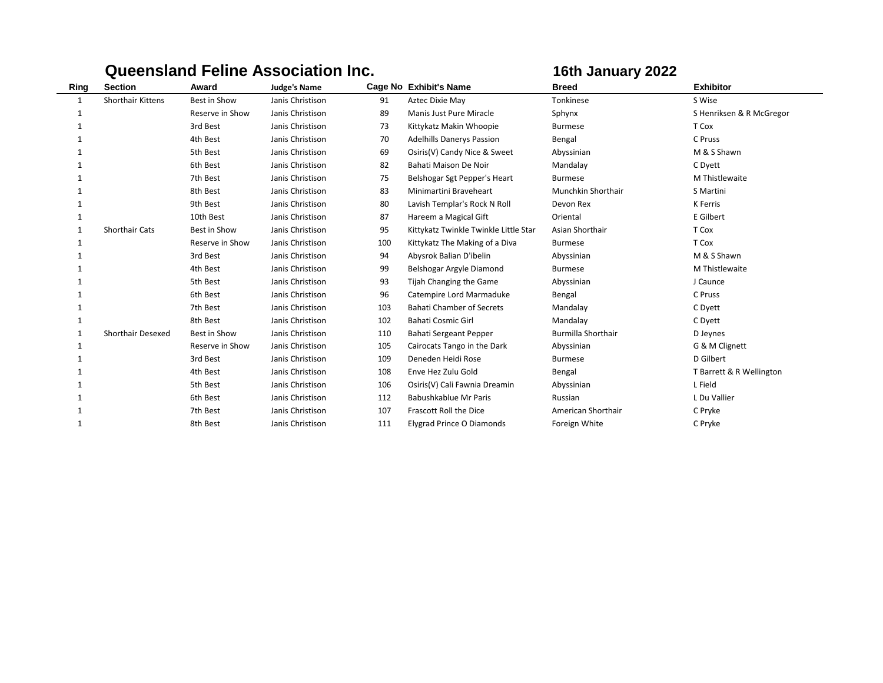# Queensland Feline Association Inc.

## 16th January 2022

| Ring | Section | Award | Judge's Name | Cage No | Exhibit's Name | Breed | Exhibitor |
|---|---|---|---|---|---|---|---|
| 1 | Shorthair Kittens | Best in Show | Janis Christison | 91 | Aztec Dixie May | Tonkinese | S Wise |
| 1 | | Reserve in Show | Janis Christison | 89 | Manis Just Pure Miracle | Sphynx | S Henriksen & R McGregor |
| 1 | | 3rd Best | Janis Christison | 73 | Kittykatz Makin Whoopie | Burmese | T Cox |
| 1 | | 4th Best | Janis Christison | 70 | Adelhills Danerys Passion | Bengal | C Pruss |
| 1 | | 5th Best | Janis Christison | 69 | Osiris(V) Candy Nice & Sweet | Abyssinian | M & S Shawn |
| 1 | | 6th Best | Janis Christison | 82 | Bahati Maison De Noir | Mandalay | C Dyett |
| 1 | | 7th Best | Janis Christison | 75 | Belshogar Sgt Pepper's Heart | Burmese | M Thistlewaite |
| 1 | | 8th Best | Janis Christison | 83 | Minimartini Braveheart | Munchkin Shorthair | S Martini |
| 1 | | 9th Best | Janis Christison | 80 | Lavish Templar's Rock N Roll | Devon Rex | K Ferris |
| 1 | | 10th Best | Janis Christison | 87 | Hareem a Magical Gift | Oriental | E Gilbert |
| 1 | Shorthair Cats | Best in Show | Janis Christison | 95 | Kittykatz Twinkle Twinkle Little Star | Asian Shorthair | T Cox |
| 1 | | Reserve in Show | Janis Christison | 100 | Kittykatz The Making of a Diva | Burmese | T Cox |
| 1 | | 3rd Best | Janis Christison | 94 | Abysrok Balian D'ibelin | Abyssinian | M & S Shawn |
| 1 | | 4th Best | Janis Christison | 99 | Belshogar Argyle Diamond | Burmese | M Thistlewaite |
| 1 | | 5th Best | Janis Christison | 93 | Tijah Changing the Game | Abyssinian | J Caunce |
| 1 | | 6th Best | Janis Christison | 96 | Catempire Lord Marmaduke | Bengal | C Pruss |
| 1 | | 7th Best | Janis Christison | 103 | Bahati Chamber of Secrets | Mandalay | C Dyett |
| 1 | | 8th Best | Janis Christison | 102 | Bahati Cosmic Girl | Mandalay | C Dyett |
| 1 | Shorthair Desexed | Best in Show | Janis Christison | 110 | Bahati Sergeant Pepper | Burmilla Shorthair | D Jeynes |
| 1 | | Reserve in Show | Janis Christison | 105 | Cairocats Tango in the Dark | Abyssinian | G & M Clignett |
| 1 | | 3rd Best | Janis Christison | 109 | Deneden Heidi Rose | Burmese | D Gilbert |
| 1 | | 4th Best | Janis Christison | 108 | Enve Hez Zulu Gold | Bengal | T Barrett & R Wellington |
| 1 | | 5th Best | Janis Christison | 106 | Osiris(V) Cali Fawnia Dreamin | Abyssinian | L Field |
| 1 | | 6th Best | Janis Christison | 112 | Babushkablue Mr Paris | Russian | L Du Vallier |
| 1 | | 7th Best | Janis Christison | 107 | Frascott Roll the Dice | American Shorthair | C Pryke |
| 1 | | 8th Best | Janis Christison | 111 | Elygrad Prince O Diamonds | Foreign White | C Pryke |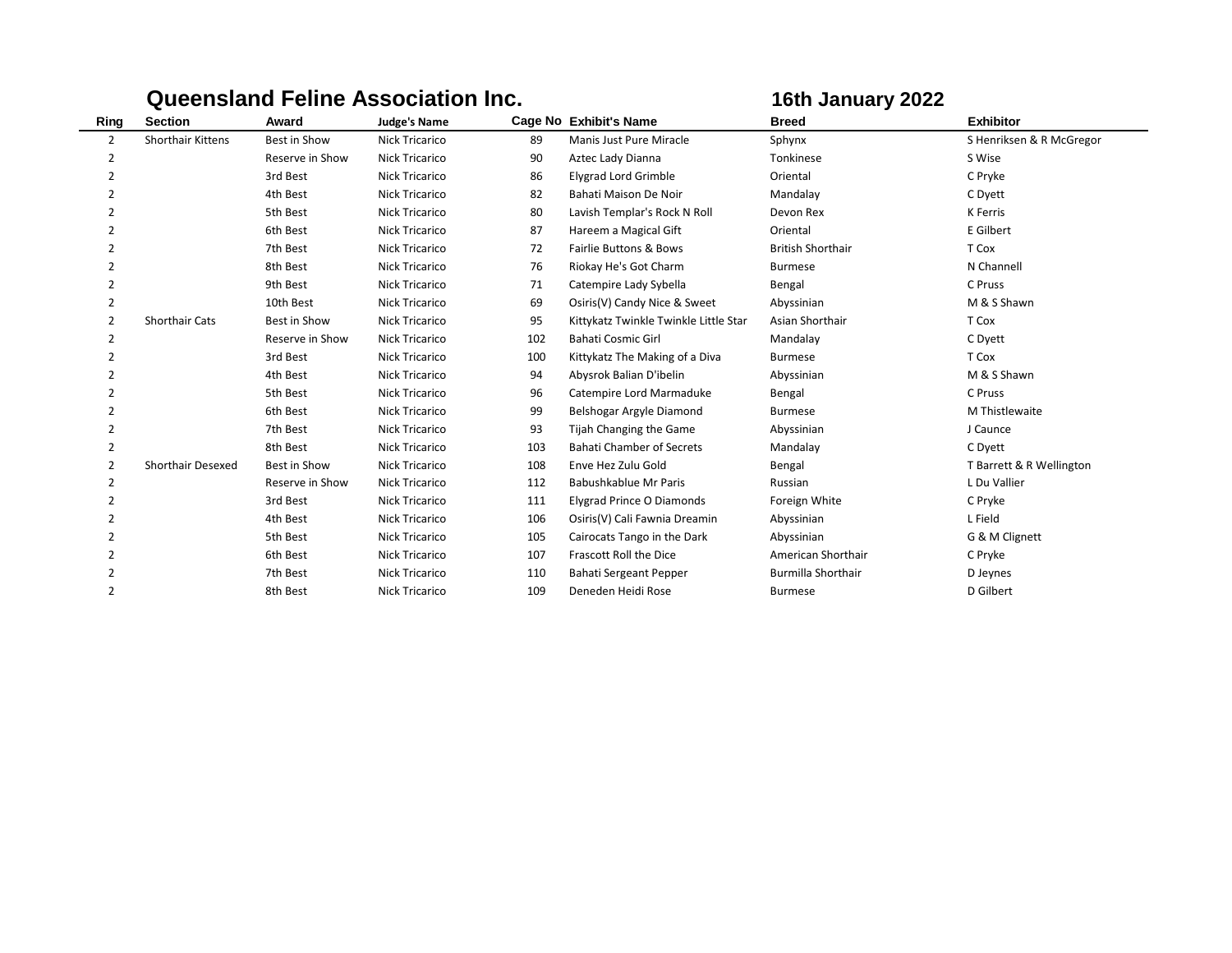## Queensland Feline Association Inc. — 16th January 2022

| Ring | Section | Award | Judge's Name | Cage No | Exhibit's Name | Breed | Exhibitor |
|---|---|---|---|---|---|---|---|
| 2 | Shorthair Kittens | Best in Show | Nick Tricarico | 89 | Manis Just Pure Miracle | Sphynx | S Henriksen & R McGregor |
| 2 | | Reserve in Show | Nick Tricarico | 90 | Aztec Lady Dianna | Tonkinese | S Wise |
| 2 | | 3rd Best | Nick Tricarico | 86 | Elygrad Lord Grimble | Oriental | C Pryke |
| 2 | | 4th Best | Nick Tricarico | 82 | Bahati Maison De Noir | Mandalay | C Dyett |
| 2 | | 5th Best | Nick Tricarico | 80 | Lavish Templar's Rock N Roll | Devon Rex | K Ferris |
| 2 | | 6th Best | Nick Tricarico | 87 | Hareem a Magical Gift | Oriental | E Gilbert |
| 2 | | 7th Best | Nick Tricarico | 72 | Fairlie Buttons & Bows | British Shorthair | T Cox |
| 2 | | 8th Best | Nick Tricarico | 76 | Riokay He's Got Charm | Burmese | N Channell |
| 2 | | 9th Best | Nick Tricarico | 71 | Catempire Lady Sybella | Bengal | C Pruss |
| 2 | | 10th Best | Nick Tricarico | 69 | Osiris(V) Candy Nice & Sweet | Abyssinian | M & S Shawn |
| 2 | Shorthair Cats | Best in Show | Nick Tricarico | 95 | Kittykatz Twinkle Twinkle Little Star | Asian Shorthair | T Cox |
| 2 | | Reserve in Show | Nick Tricarico | 102 | Bahati Cosmic Girl | Mandalay | C Dyett |
| 2 | | 3rd Best | Nick Tricarico | 100 | Kittykatz The Making of a Diva | Burmese | T Cox |
| 2 | | 4th Best | Nick Tricarico | 94 | Abysrok Balian D'ibelin | Abyssinian | M & S Shawn |
| 2 | | 5th Best | Nick Tricarico | 96 | Catempire Lord Marmaduke | Bengal | C Pruss |
| 2 | | 6th Best | Nick Tricarico | 99 | Belshogar Argyle Diamond | Burmese | M Thistlewaite |
| 2 | | 7th Best | Nick Tricarico | 93 | Tijah Changing the Game | Abyssinian | J Caunce |
| 2 | | 8th Best | Nick Tricarico | 103 | Bahati Chamber of Secrets | Mandalay | C Dyett |
| 2 | Shorthair Desexed | Best in Show | Nick Tricarico | 108 | Enve Hez Zulu Gold | Bengal | T Barrett & R Wellington |
| 2 | | Reserve in Show | Nick Tricarico | 112 | Babushkablue Mr Paris | Russian | L Du Vallier |
| 2 | | 3rd Best | Nick Tricarico | 111 | Elygrad Prince O Diamonds | Foreign White | C Pryke |
| 2 | | 4th Best | Nick Tricarico | 106 | Osiris(V) Cali Fawnia Dreamin | Abyssinian | L Field |
| 2 | | 5th Best | Nick Tricarico | 105 | Cairocats Tango in the Dark | Abyssinian | G & M Clignett |
| 2 | | 6th Best | Nick Tricarico | 107 | Frascott Roll the Dice | American Shorthair | C Pryke |
| 2 | | 7th Best | Nick Tricarico | 110 | Bahati Sergeant Pepper | Burmilla Shorthair | D Jeynes |
| 2 | | 8th Best | Nick Tricarico | 109 | Deneden Heidi Rose | Burmese | D Gilbert |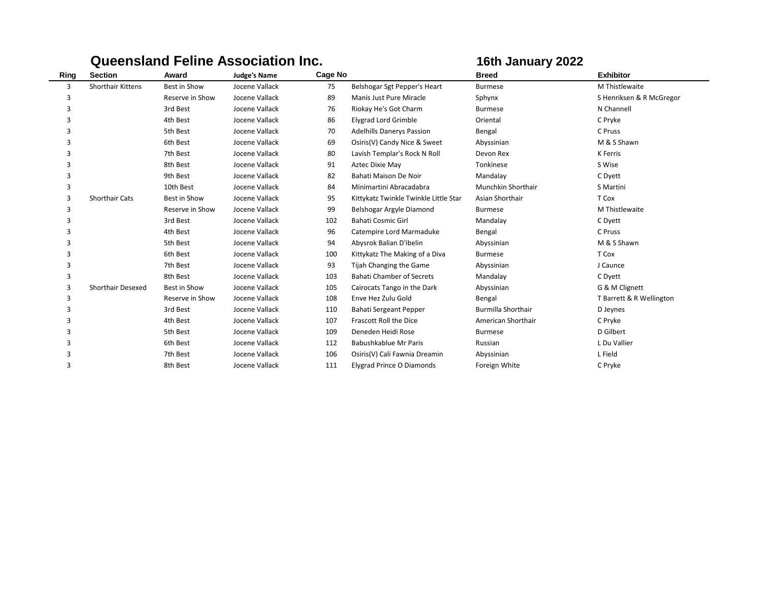**Queensland Feline Association Inc.** **16th January 2022**

| Ring | Section | Award | Judge's Name | Cage No | | Breed | Exhibitor |
|---|---|---|---|---|---|---|---|
| 3 | Shorthair Kittens | Best in Show | Jocene Vallack | 75 | Belshogar Sgt Pepper's Heart | Burmese | M Thistlewaite |
| 3 | | Reserve in Show | Jocene Vallack | 89 | Manis Just Pure Miracle | Sphynx | S Henriksen & R McGregor |
| 3 | | 3rd Best | Jocene Vallack | 76 | Riokay He's Got Charm | Burmese | N Channell |
| 3 | | 4th Best | Jocene Vallack | 86 | Elygrad Lord Grimble | Oriental | C Pryke |
| 3 | | 5th Best | Jocene Vallack | 70 | Adelhills Danerys Passion | Bengal | C Pruss |
| 3 | | 6th Best | Jocene Vallack | 69 | Osiris(V) Candy Nice & Sweet | Abyssinian | M & S Shawn |
| 3 | | 7th Best | Jocene Vallack | 80 | Lavish Templar's Rock N Roll | Devon Rex | K Ferris |
| 3 | | 8th Best | Jocene Vallack | 91 | Aztec Dixie May | Tonkinese | S Wise |
| 3 | | 9th Best | Jocene Vallack | 82 | Bahati Maison De Noir | Mandalay | C Dyett |
| 3 | | 10th Best | Jocene Vallack | 84 | Minimartini Abracadabra | Munchkin Shorthair | S Martini |
| 3 | Shorthair Cats | Best in Show | Jocene Vallack | 95 | Kittykatz Twinkle Twinkle Little Star | Asian Shorthair | T Cox |
| 3 | | Reserve in Show | Jocene Vallack | 99 | Belshogar Argyle Diamond | Burmese | M Thistlewaite |
| 3 | | 3rd Best | Jocene Vallack | 102 | Bahati Cosmic Girl | Mandalay | C Dyett |
| 3 | | 4th Best | Jocene Vallack | 96 | Catempire Lord Marmaduke | Bengal | C Pruss |
| 3 | | 5th Best | Jocene Vallack | 94 | Abysrok Balian D'ibelin | Abyssinian | M & S Shawn |
| 3 | | 6th Best | Jocene Vallack | 100 | Kittykatz The Making of a Diva | Burmese | T Cox |
| 3 | | 7th Best | Jocene Vallack | 93 | Tijah Changing the Game | Abyssinian | J Caunce |
| 3 | | 8th Best | Jocene Vallack | 103 | Bahati Chamber of Secrets | Mandalay | C Dyett |
| 3 | Shorthair Desexed | Best in Show | Jocene Vallack | 105 | Cairocats Tango in the Dark | Abyssinian | G & M Clignett |
| 3 | | Reserve in Show | Jocene Vallack | 108 | Enve Hez Zulu Gold | Bengal | T Barrett & R Wellington |
| 3 | | 3rd Best | Jocene Vallack | 110 | Bahati Sergeant Pepper | Burmilla Shorthair | D Jeynes |
| 3 | | 4th Best | Jocene Vallack | 107 | Frascott Roll the Dice | American Shorthair | C Pryke |
| 3 | | 5th Best | Jocene Vallack | 109 | Deneden Heidi Rose | Burmese | D Gilbert |
| 3 | | 6th Best | Jocene Vallack | 112 | Babushkablue Mr Paris | Russian | L Du Vallier |
| 3 | | 7th Best | Jocene Vallack | 106 | Osiris(V) Cali Fawnia Dreamin | Abyssinian | L Field |
| 3 | | 8th Best | Jocene Vallack | 111 | Elygrad Prince O Diamonds | Foreign White | C Pryke |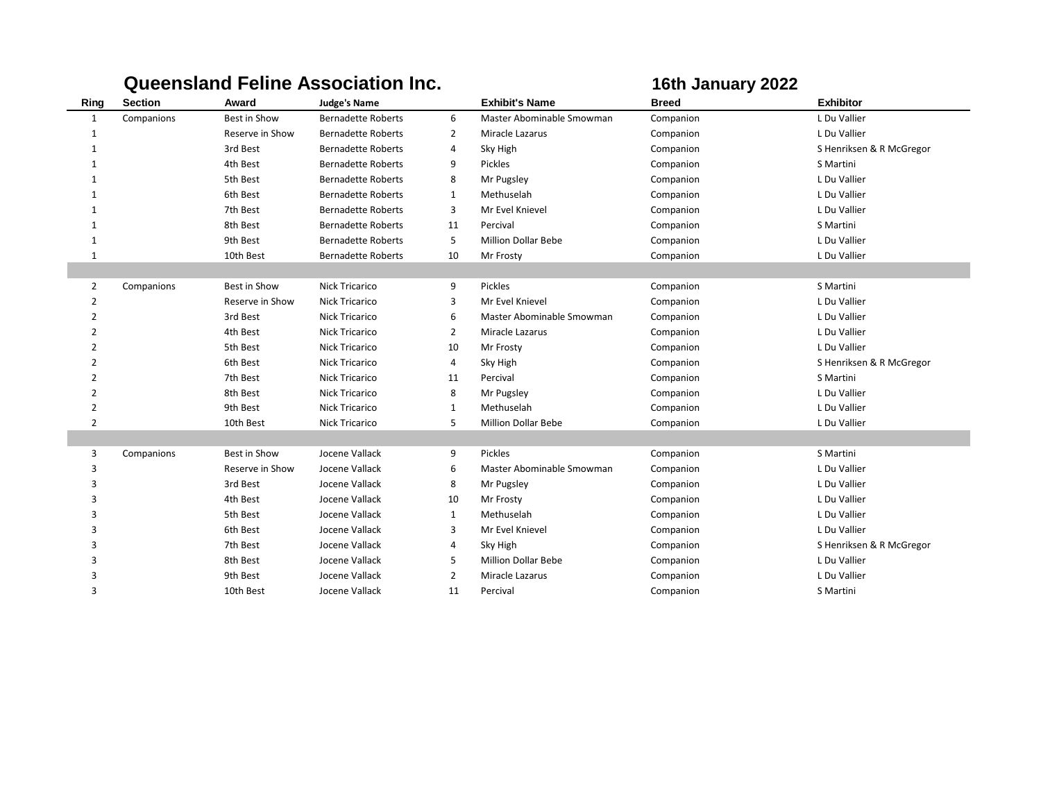# Queensland Feline Association Inc.

**16th January 2022**

| Ring | Section | Award | Judge's Name | | Exhibit's Name | Breed | Exhibitor |
|---|---|---|---|---|---|---|---|
| 1 | Companions | Best in Show | Bernadette Roberts | 6 | Master Abominable Smowman | Companion | L Du Vallier |
| 1 | | Reserve in Show | Bernadette Roberts | 2 | Miracle Lazarus | Companion | L Du Vallier |
| 1 | | 3rd Best | Bernadette Roberts | 4 | Sky High | Companion | S Henriksen & R McGregor |
| 1 | | 4th Best | Bernadette Roberts | 9 | Pickles | Companion | S Martini |
| 1 | | 5th Best | Bernadette Roberts | 8 | Mr Pugsley | Companion | L Du Vallier |
| 1 | | 6th Best | Bernadette Roberts | 1 | Methuselah | Companion | L Du Vallier |
| 1 | | 7th Best | Bernadette Roberts | 3 | Mr Evel Knievel | Companion | L Du Vallier |
| 1 | | 8th Best | Bernadette Roberts | 11 | Percival | Companion | S Martini |
| 1 | | 9th Best | Bernadette Roberts | 5 | Million Dollar Bebe | Companion | L Du Vallier |
| 1 | | 10th Best | Bernadette Roberts | 10 | Mr Frosty | Companion | L Du Vallier |
| | | | | | | | |
| 2 | Companions | Best in Show | Nick Tricarico | 9 | Pickles | Companion | S Martini |
| 2 | | Reserve in Show | Nick Tricarico | 3 | Mr Evel Knievel | Companion | L Du Vallier |
| 2 | | 3rd Best | Nick Tricarico | 6 | Master Abominable Smowman | Companion | L Du Vallier |
| 2 | | 4th Best | Nick Tricarico | 2 | Miracle Lazarus | Companion | L Du Vallier |
| 2 | | 5th Best | Nick Tricarico | 10 | Mr Frosty | Companion | L Du Vallier |
| 2 | | 6th Best | Nick Tricarico | 4 | Sky High | Companion | S Henriksen & R McGregor |
| 2 | | 7th Best | Nick Tricarico | 11 | Percival | Companion | S Martini |
| 2 | | 8th Best | Nick Tricarico | 8 | Mr Pugsley | Companion | L Du Vallier |
| 2 | | 9th Best | Nick Tricarico | 1 | Methuselah | Companion | L Du Vallier |
| 2 | | 10th Best | Nick Tricarico | 5 | Million Dollar Bebe | Companion | L Du Vallier |
| | | | | | | | |
| 3 | Companions | Best in Show | Jocene Vallack | 9 | Pickles | Companion | S Martini |
| 3 | | Reserve in Show | Jocene Vallack | 6 | Master Abominable Smowman | Companion | L Du Vallier |
| 3 | | 3rd Best | Jocene Vallack | 8 | Mr Pugsley | Companion | L Du Vallier |
| 3 | | 4th Best | Jocene Vallack | 10 | Mr Frosty | Companion | L Du Vallier |
| 3 | | 5th Best | Jocene Vallack | 1 | Methuselah | Companion | L Du Vallier |
| 3 | | 6th Best | Jocene Vallack | 3 | Mr Evel Knievel | Companion | L Du Vallier |
| 3 | | 7th Best | Jocene Vallack | 4 | Sky High | Companion | S Henriksen & R McGregor |
| 3 | | 8th Best | Jocene Vallack | 5 | Million Dollar Bebe | Companion | L Du Vallier |
| 3 | | 9th Best | Jocene Vallack | 2 | Miracle Lazarus | Companion | L Du Vallier |
| 3 | | 10th Best | Jocene Vallack | 11 | Percival | Companion | S Martini |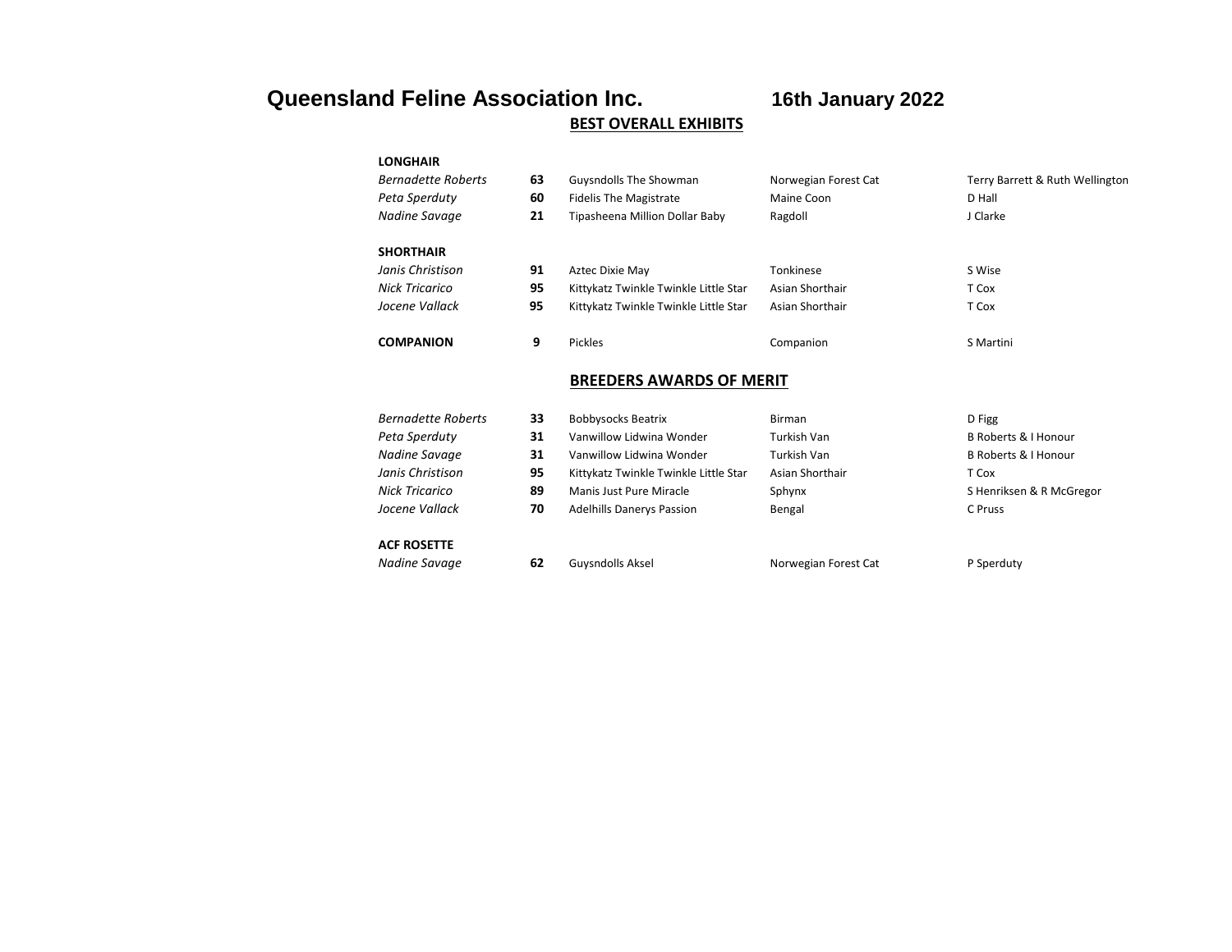# Queensland Feline Association Inc. 16th January 2022

## BEST OVERALL EXHIBITS

| | | | | |
|---|---|---|---|---|
| **LONGHAIR** | | | | |
| *Bernadette Roberts* | **63** | Guysndolls The Showman | Norwegian Forest Cat | Terry Barrett & Ruth Wellington |
| *Peta Sperduty* | **60** | Fidelis The Magistrate | Maine Coon | D Hall |
| *Nadine Savage* | **21** | Tipasheena Million Dollar Baby | Ragdoll | J Clarke |
| **SHORTHAIR** | | | | |
| *Janis Christison* | **91** | Aztec Dixie May | Tonkinese | S Wise |
| *Nick Tricarico* | **95** | Kittykatz Twinkle Twinkle Little Star | Asian Shorthair | T Cox |
| *Jocene Vallack* | **95** | Kittykatz Twinkle Twinkle Little Star | Asian Shorthair | T Cox |
| **COMPANION** | **9** | Pickles | Companion | S Martini |

## BREEDERS AWARDS OF MERIT

| | | | | |
|---|---|---|---|---|
| *Bernadette Roberts* | **33** | Bobbysocks Beatrix | Birman | D Figg |
| *Peta Sperduty* | **31** | Vanwillow Lidwina Wonder | Turkish Van | B Roberts & I Honour |
| *Nadine Savage* | **31** | Vanwillow Lidwina Wonder | Turkish Van | B Roberts & I Honour |
| *Janis Christison* | **95** | Kittykatz Twinkle Twinkle Little Star | Asian Shorthair | T Cox |
| *Nick Tricarico* | **89** | Manis Just Pure Miracle | Sphynx | S Henriksen & R McGregor |
| *Jocene Vallack* | **70** | Adelhills Danerys Passion | Bengal | C Pruss |
| **ACF ROSETTE** | | | | |
| *Nadine Savage* | **62** | Guysndolls Aksel | Norwegian Forest Cat | P Sperduty |